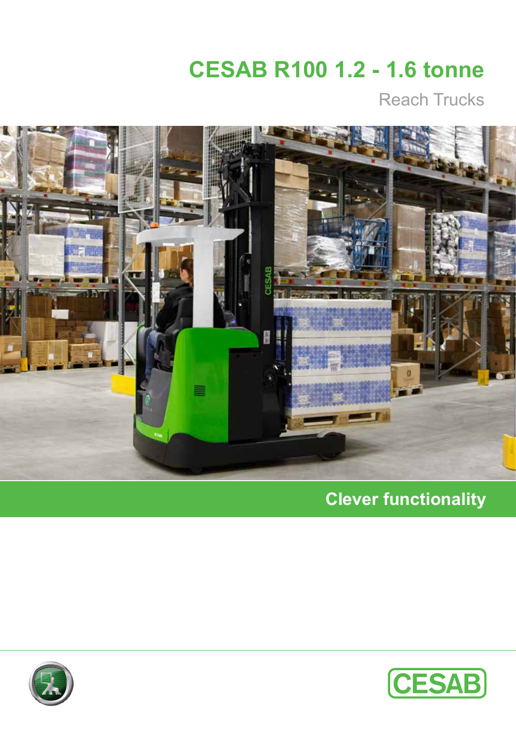# CESAB R100 1.2 - 1.6 tonne

Reach Trucks

**Clever functionality**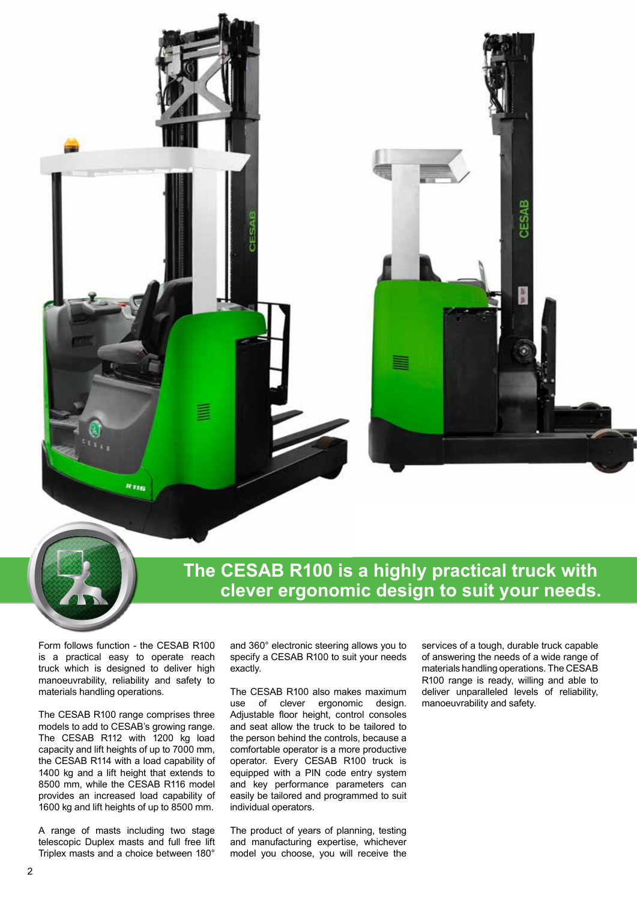## The CESAB R100 is a highly practical truck with clever ergonomic design to suit your needs.

Form follows function - the CESAB R100 is a practical easy to operate reach truck which is designed to deliver high manoeuvrability, reliability and safety to materials handling operations.

The CESAB R100 range comprises three models to add to CESAB's growing range. The CESAB R112 with 1200 kg load capacity and lift heights of up to 7000 mm, the CESAB R114 with a load capability of 1400 kg and a lift height that extends to 8500 mm, while the CESAB R116 model provides an increased load capability of 1600 kg and lift heights of up to 8500 mm.

A range of masts including two stage telescopic Duplex masts and full free lift Triplex masts and a choice between 180° and 360° electronic steering allows you to specify a CESAB R100 to suit your needs exactly.

The CESAB R100 also makes maximum use of clever ergonomic design. Adjustable floor height, control consoles and seat allow the truck to be tailored to the person behind the controls, because a comfortable operator is a more productive operator. Every CESAB R100 truck is equipped with a PIN code entry system and key performance parameters can easily be tailored and programmed to suit individual operators.

The product of years of planning, testing and manufacturing expertise, whichever model you choose, you will receive the services of a tough, durable truck capable of answering the needs of a wide range of materials handling operations. The CESAB R100 range is ready, willing and able to deliver unparalleled levels of reliability, manoeuvrability and safety.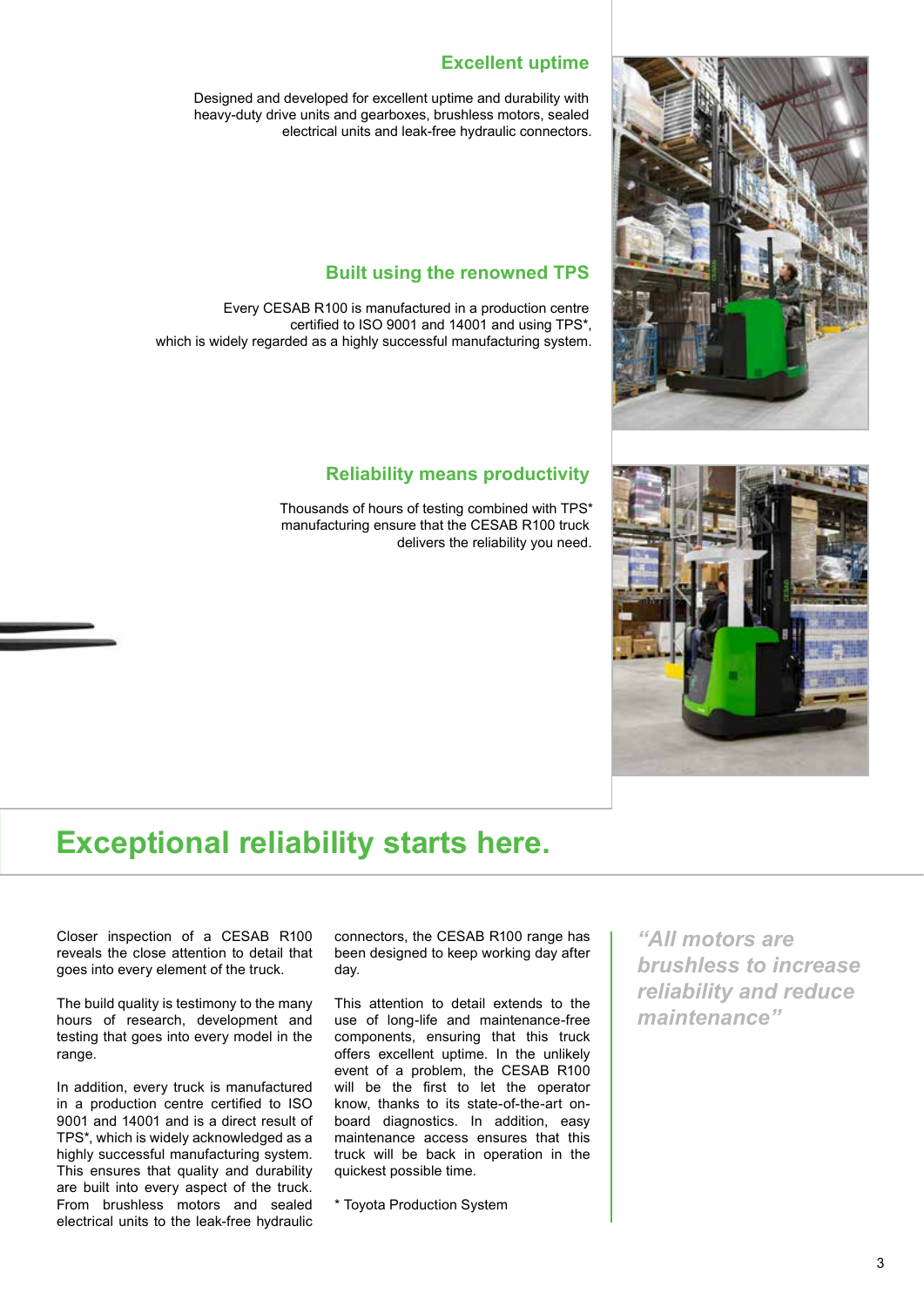### Excellent uptime

Designed and developed for excellent uptime and durability with heavy-duty drive units and gearboxes, brushless motors, sealed electrical units and leak-free hydraulic connectors.

### Built using the renowned TPS

Every CESAB R100 is manufactured in a production centre certified to ISO 9001 and 14001 and using TPS*, which is widely regarded as a highly successful manufacturing system.

### Reliability means productivity

Thousands of hours of testing combined with TPS* manufacturing ensure that the CESAB R100 truck delivers the reliability you need.

## Exceptional reliability starts here.

Closer inspection of a CESAB R100 reveals the close attention to detail that goes into every element of the truck.

The build quality is testimony to the many hours of research, development and testing that goes into every model in the range.

In addition, every truck is manufactured in a production centre certified to ISO 9001 and 14001 and is a direct result of TPS*, which is widely acknowledged as a highly successful manufacturing system. This ensures that quality and durability are built into every aspect of the truck. From brushless motors and sealed electrical units to the leak-free hydraulic connectors, the CESAB R100 range has been designed to keep working day after day.

This attention to detail extends to the use of long-life and maintenance-free components, ensuring that this truck offers excellent uptime. In the unlikely event of a problem, the CESAB R100 will be the first to let the operator know, thanks to its state-of-the-art on-board diagnostics. In addition, easy maintenance access ensures that this truck will be back in operation in the quickest possible time.

\* Toyota Production System

*"All motors are brushless to increase reliability and reduce maintenance"*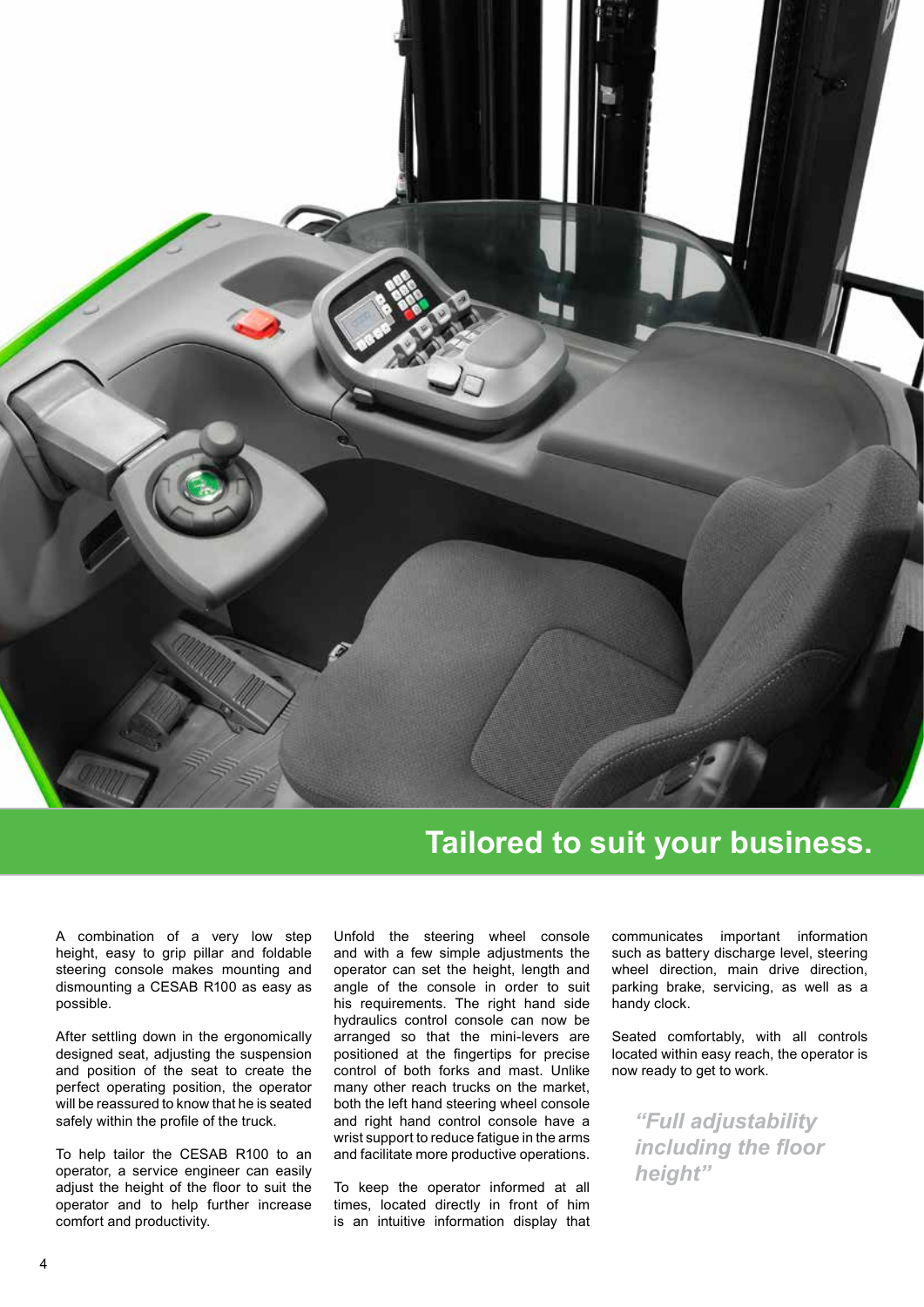## Tailored to suit your business.

A combination of a very low step height, easy to grip pillar and foldable steering console makes mounting and dismounting a CESAB R100 as easy as possible.

After settling down in the ergonomically designed seat, adjusting the suspension and position of the seat to create the perfect operating position, the operator will be reassured to know that he is seated safely within the profile of the truck.

To help tailor the CESAB R100 to an operator, a service engineer can easily adjust the height of the floor to suit the operator and to help further increase comfort and productivity.

Unfold the steering wheel console and with a few simple adjustments the operator can set the height, length and angle of the console in order to suit his requirements. The right hand side hydraulics control console can now be arranged so that the mini-levers are positioned at the fingertips for precise control of both forks and mast. Unlike many other reach trucks on the market, both the left hand steering wheel console and right hand control console have a wrist support to reduce fatigue in the arms and facilitate more productive operations.

To keep the operator informed at all times, located directly in front of him is an intuitive information display that communicates important information such as battery discharge level, steering wheel direction, main drive direction, parking brake, servicing, as well as a handy clock.

Seated comfortably, with all controls located within easy reach, the operator is now ready to get to work.

*"Full adjustability including the floor height"*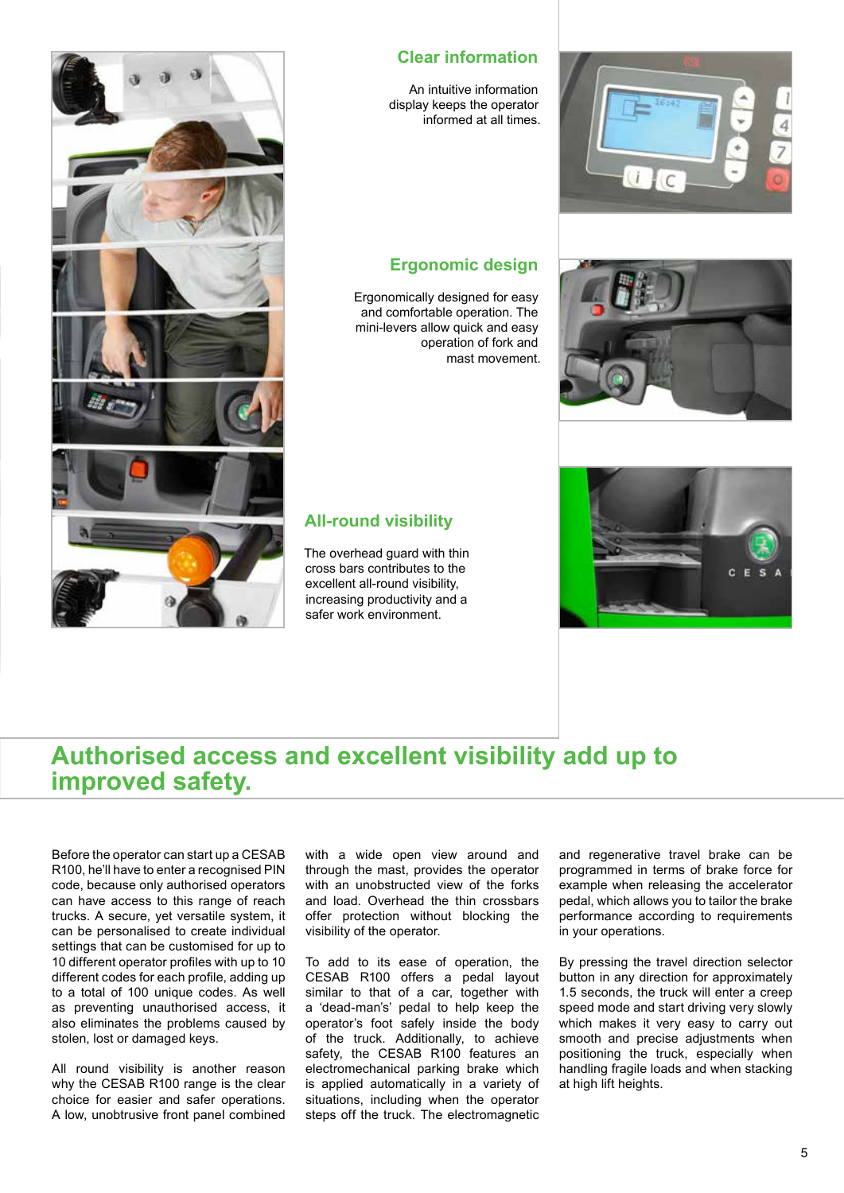## Clear information

An intuitive information display keeps the operator informed at all times.

## Ergonomic design

Ergonomically designed for easy and comfortable operation. The mini-levers allow quick and easy operation of fork and mast movement.

## All-round visibility

The overhead guard with thin cross bars contributes to the excellent all-round visibility, increasing productivity and a safer work environment.

# Authorised access and excellent visibility add up to improved safety.

Before the operator can start up a CESAB R100, he'll have to enter a recognised PIN code, because only authorised operators can have access to this range of reach trucks. A secure, yet versatile system, it can be personalised to create individual settings that can be customised for up to 10 different operator profiles with up to 10 different codes for each profile, adding up to a total of 100 unique codes. As well as preventing unauthorised access, it also eliminates the problems caused by stolen, lost or damaged keys.

All round visibility is another reason why the CESAB R100 range is the clear choice for easier and safer operations. A low, unobtrusive front panel combined with a wide open view around and through the mast, provides the operator with an unobstructed view of the forks and load. Overhead the thin crossbars offer protection without blocking the visibility of the operator.

To add to its ease of operation, the CESAB R100 offers a pedal layout similar to that of a car, together with a 'dead-man's' pedal to help keep the operator's foot safely inside the body of the truck. Additionally, to achieve safety, the CESAB R100 features an electromechanical parking brake which is applied automatically in a variety of situations, including when the operator steps off the truck. The electromagnetic and regenerative travel brake can be programmed in terms of brake force for example when releasing the accelerator pedal, which allows you to tailor the brake performance according to requirements in your operations.

By pressing the travel direction selector button in any direction for approximately 1.5 seconds, the truck will enter a creep speed mode and start driving very slowly which makes it very easy to carry out smooth and precise adjustments when positioning the truck, especially when handling fragile loads and when stacking at high lift heights.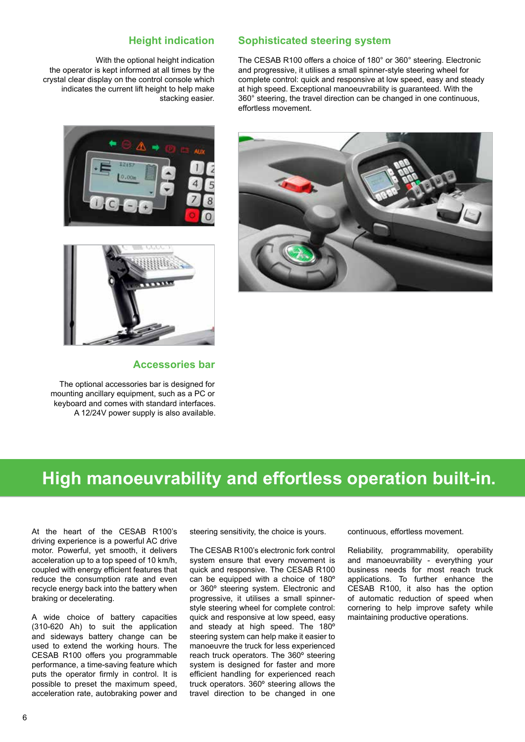## Height indication

With the optional height indication the operator is kept informed at all times by the crystal clear display on the control console which indicates the current lift height to help make stacking easier.

## Sophisticated steering system

The CESAB R100 offers a choice of 180° or 360° steering. Electronic and progressive, it utilises a small spinner-style steering wheel for complete control: quick and responsive at low speed, easy and steady at high speed. Exceptional manoeuvrability is guaranteed. With the 360° steering, the travel direction can be changed in one continuous, effortless movement.

## Accessories bar

The optional accessories bar is designed for mounting ancillary equipment, such as a PC or keyboard and comes with standard interfaces. A 12/24V power supply is also available.

# High manoeuvrability and effortless operation built-in.

At the heart of the CESAB R100's driving experience is a powerful AC drive motor. Powerful, yet smooth, it delivers acceleration up to a top speed of 10 km/h, coupled with energy efficient features that reduce the consumption rate and even recycle energy back into the battery when braking or decelerating.

A wide choice of battery capacities (310-620 Ah) to suit the application and sideways battery change can be used to extend the working hours. The CESAB R100 offers you programmable performance, a time-saving feature which puts the operator firmly in control. It is possible to preset the maximum speed, acceleration rate, autobraking power and steering sensitivity, the choice is yours.

The CESAB R100's electronic fork control system ensure that every movement is quick and responsive. The CESAB R100 can be equipped with a choice of 180º or 360º steering system. Electronic and progressive, it utilises a small spinner-style steering wheel for complete control: quick and responsive at low speed, easy and steady at high speed. The 180º steering system can help make it easier to manoeuvre the truck for less experienced reach truck operators. The 360º steering system is designed for faster and more efficient handling for experienced reach truck operators. 360º steering allows the travel direction to be changed in one continuous, effortless movement.

Reliability, programmability, operability and manoeuvrability - everything your business needs for most reach truck applications. To further enhance the CESAB R100, it also has the option of automatic reduction of speed when cornering to help improve safety while maintaining productive operations.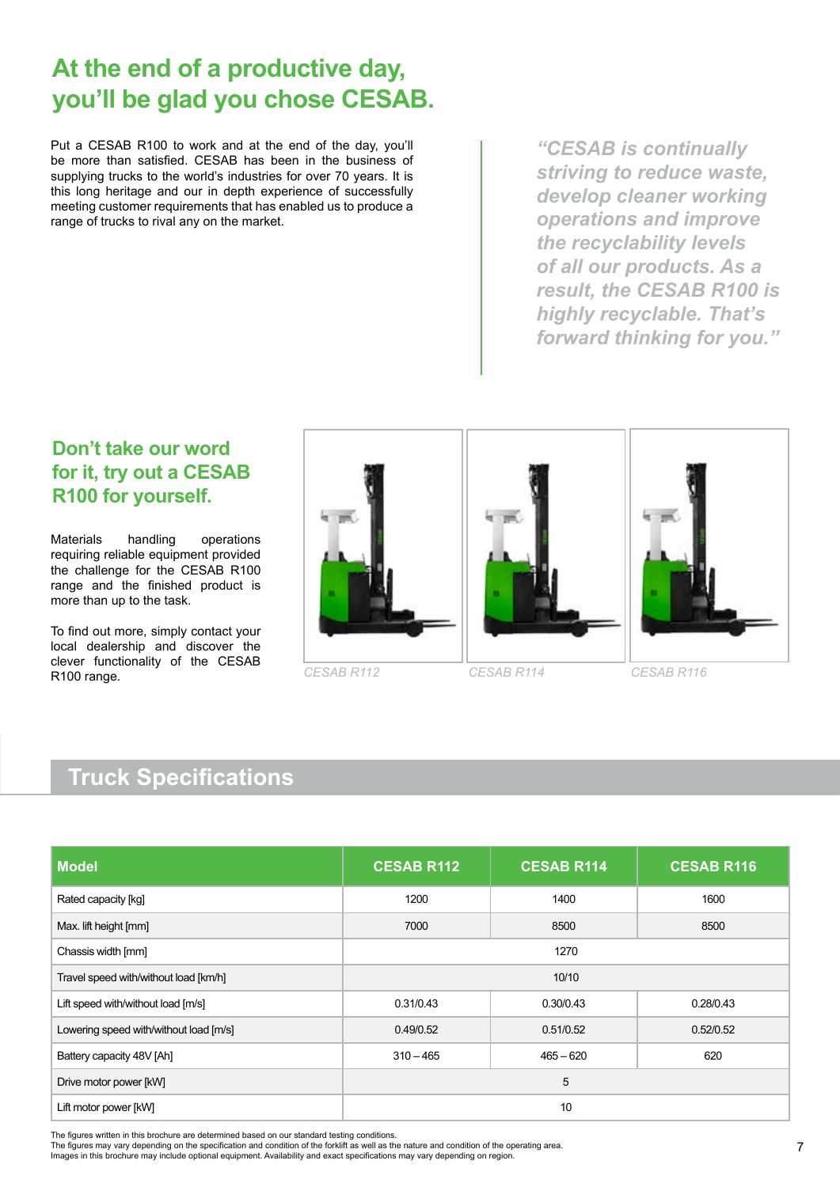# At the end of a productive day, you'll be glad you chose CESAB.

Put a CESAB R100 to work and at the end of the day, you'll be more than satisfied. CESAB has been in the business of supplying trucks to the world's industries for over 70 years. It is this long heritage and our in depth experience of successfully meeting customer requirements that has enabled us to produce a range of trucks to rival any on the market.

*"CESAB is continually striving to reduce waste, develop cleaner working operations and improve the recyclability levels of all our products. As a result, the CESAB R100 is highly recyclable. That's forward thinking for you."*

## Don't take our word for it, try out a CESAB R100 for yourself.

Materials handling operations requiring reliable equipment provided the challenge for the CESAB R100 range and the finished product is more than up to the task.

To find out more, simply contact your local dealership and discover the clever functionality of the CESAB R100 range.

*CESAB R112*

*CESAB R114*

*CESAB R116*

## Truck Specifications

| Model | CESAB R112 | CESAB R114 | CESAB R116 |
|---|---|---|---|
| Rated capacity [kg] | 1200 | 1400 | 1600 |
| Max. lift height [mm] | 7000 | 8500 | 8500 |
| Chassis width [mm] | 1270 | | |
| Travel speed with/without load [km/h] | 10/10 | | |
| Lift speed with/without load [m/s] | 0.31/0.43 | 0.30/0.43 | 0.28/0.43 |
| Lowering speed with/without load [m/s] | 0.49/0.52 | 0.51/0.52 | 0.52/0.52 |
| Battery capacity 48V [Ah] | 310 – 465 | 465 – 620 | 620 |
| Drive motor power [kW] | 5 | | |
| Lift motor power [kW] | 10 | | |

The figures written in this brochure are determined based on our standard testing conditions.
The figures may vary depending on the specification and condition of the forklift as well as the nature and condition of the operating area.
Images in this brochure may include optional equipment. Availability and exact specifications may vary depending on region.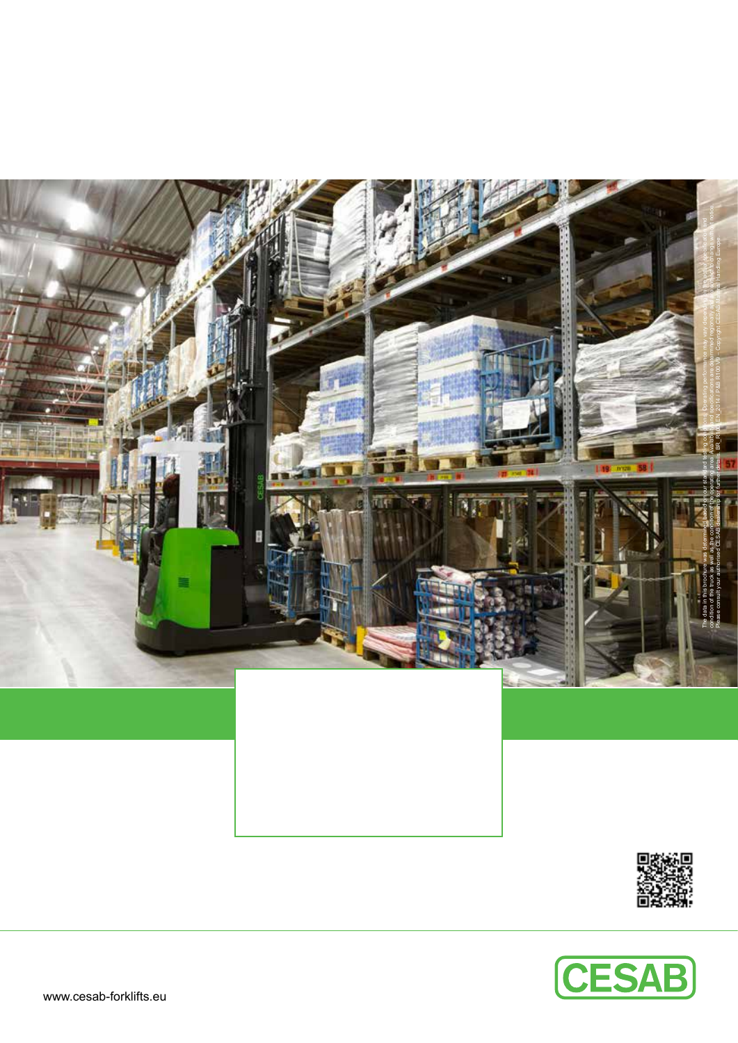The data in this brochure was determined based on our standard testing conditions. Operating performance may vary depending on truck specifications and condition of the truck as well as the condition of the operating area. Availability of products, specifications and equipment may change without notice. Please consult your authorised CESAB dealer for further details. BR_R100_EN_2014 / P&S R100 Copyright CESAB Material Handling Europe

www.cesab-forklifts.eu